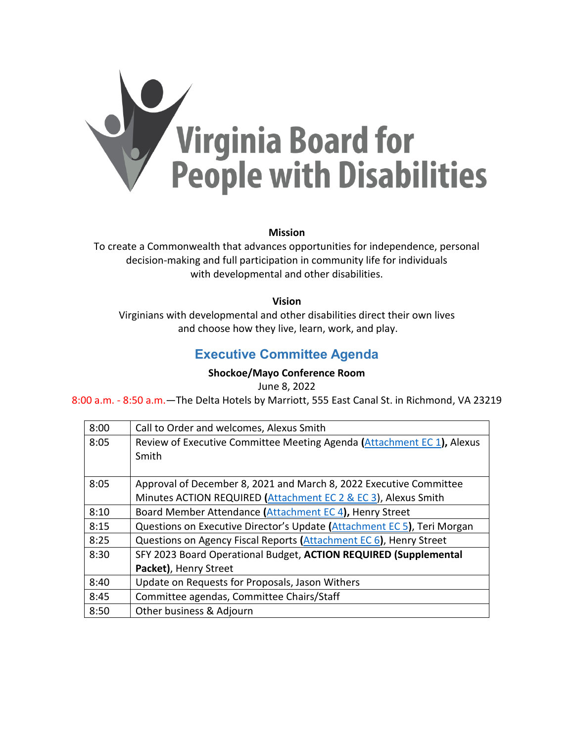# Virginia Board for People with Disabilities

**Mission**

To create a Commonwealth that advances opportunities for independence, personal decision-making and full participation in community life for individuals with developmental and other disabilities.

**Vision**

Virginians with developmental and other disabilities direct their own lives and choose how they live, learn, work, and play.

## Executive Committee Agenda

**Shockoe/Mayo Conference Room**

June 8, 2022

8:00 a.m. - 8:50 a.m.—The Delta Hotels by Marriott, 555 East Canal St. in Richmond, VA 23219

| | |
|---|---|
| 8:00 | Call to Order and welcomes, Alexus Smith |
| 8:05 | Review of Executive Committee Meeting Agenda **(**Attachment EC 1**),** Alexus Smith |
| 8:05 | Approval of December 8, 2021 and March 8, 2022 Executive Committee Minutes ACTION REQUIRED **(**Attachment EC 2 & EC 3), Alexus Smith |
| 8:10 | Board Member Attendance **(**Attachment EC 4**),** Henry Street |
| 8:15 | Questions on Executive Director's Update **(**Attachment EC 5**)**, Teri Morgan |
| 8:25 | Questions on Agency Fiscal Reports **(**Attachment EC 6**)**, Henry Street |
| 8:30 | SFY 2023 Board Operational Budget, **ACTION REQUIRED (Supplemental Packet)**, Henry Street |
| 8:40 | Update on Requests for Proposals, Jason Withers |
| 8:45 | Committee agendas, Committee Chairs/Staff |
| 8:50 | Other business & Adjourn |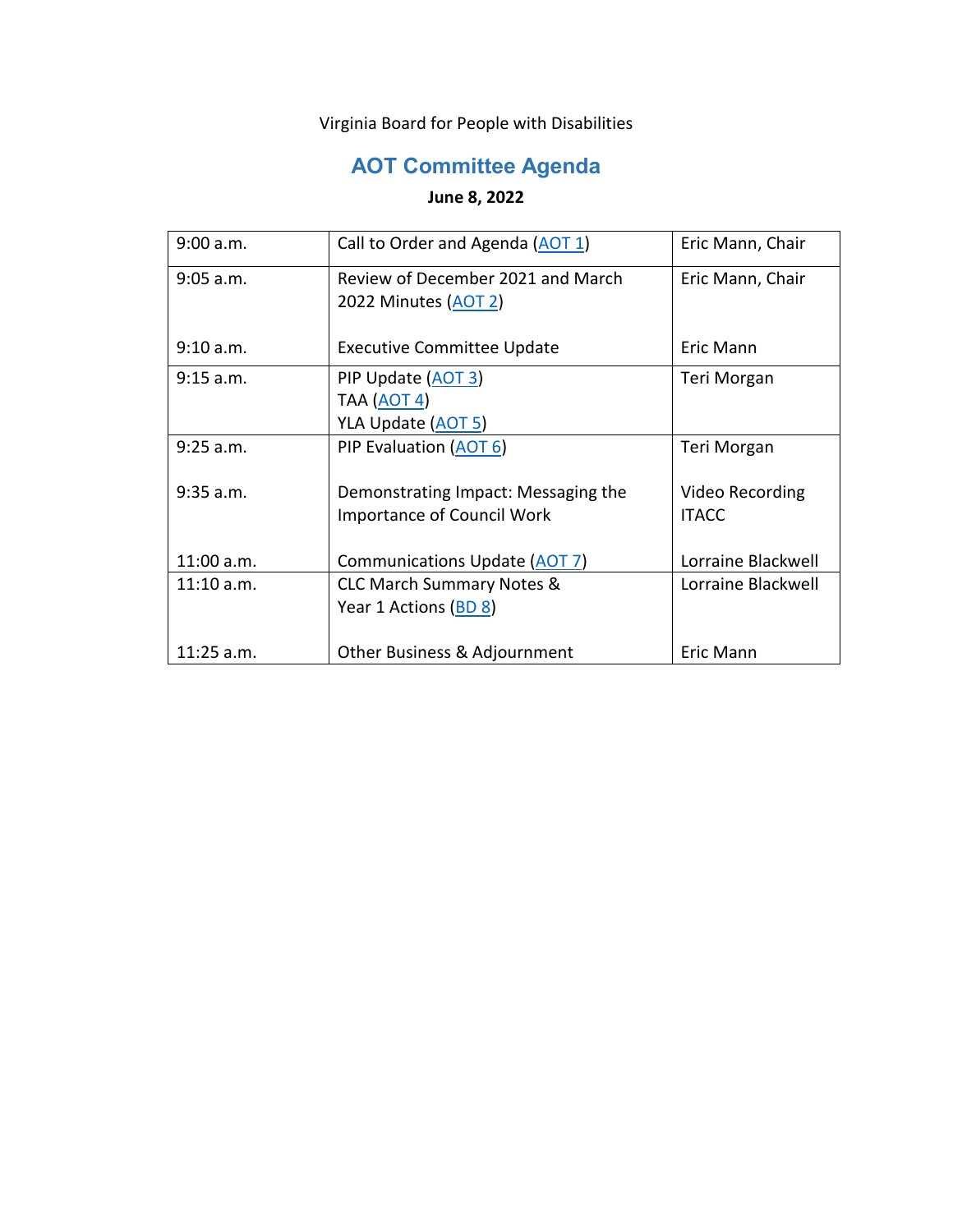Virginia Board for People with Disabilities

# AOT Committee Agenda

**June 8, 2022**

| | | |
|---|---|---|
| 9:00 a.m. | Call to Order and Agenda (AOT 1) | Eric Mann, Chair |
| 9:05 a.m.<br><br>9:10 a.m. | Review of December 2021 and March 2022 Minutes (AOT 2)<br><br>Executive Committee Update | Eric Mann, Chair<br><br>Eric Mann |
| 9:15 a.m. | PIP Update (AOT 3)<br>TAA (AOT 4)<br>YLA Update (AOT 5) | Teri Morgan |
| 9:25 a.m.<br><br>9:35 a.m.<br><br>11:00 a.m. | PIP Evaluation (AOT 6)<br><br>Demonstrating Impact: Messaging the Importance of Council Work<br><br>Communications Update (AOT 7) | Teri Morgan<br><br>Video Recording ITACC<br><br>Lorraine Blackwell |
| 11:10 a.m.<br><br>11:25 a.m. | CLC March Summary Notes & Year 1 Actions (BD 8)<br><br>Other Business & Adjournment | Lorraine Blackwell<br><br>Eric Mann |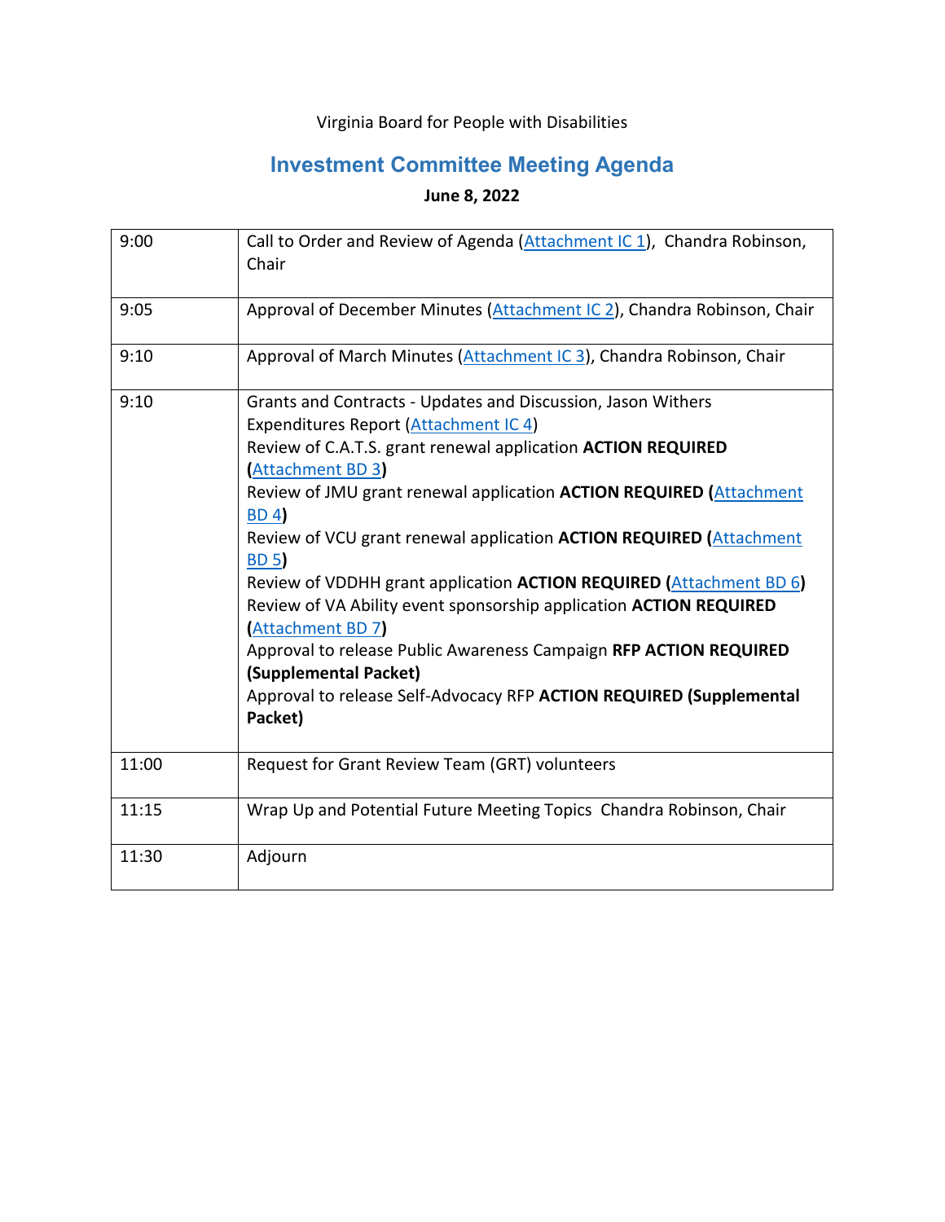Virginia Board for People with Disabilities

# Investment Committee Meeting Agenda

**June 8, 2022**

| | |
|---|---|
| 9:00 | Call to Order and Review of Agenda (Attachment IC 1), Chandra Robinson, Chair |
| 9:05 | Approval of December Minutes (Attachment IC 2), Chandra Robinson, Chair |
| 9:10 | Approval of March Minutes (Attachment IC 3), Chandra Robinson, Chair |
| 9:10 | Grants and Contracts - Updates and Discussion, Jason Withers<br>Expenditures Report (Attachment IC 4)<br>Review of C.A.T.S. grant renewal application **ACTION REQUIRED (**Attachment BD 3**)**<br>Review of JMU grant renewal application **ACTION REQUIRED (**Attachment BD 4**)**<br>Review of VCU grant renewal application **ACTION REQUIRED (**Attachment BD 5**)**<br>Review of VDDHH grant application **ACTION REQUIRED (**Attachment BD 6**)**<br>Review of VA Ability event sponsorship application **ACTION REQUIRED (**Attachment BD 7**)**<br>Approval to release Public Awareness Campaign **RFP ACTION REQUIRED (Supplemental Packet)**<br>Approval to release Self-Advocacy RFP **ACTION REQUIRED (Supplemental Packet)** |
| 11:00 | Request for Grant Review Team (GRT) volunteers |
| 11:15 | Wrap Up and Potential Future Meeting Topics Chandra Robinson, Chair |
| 11:30 | Adjourn |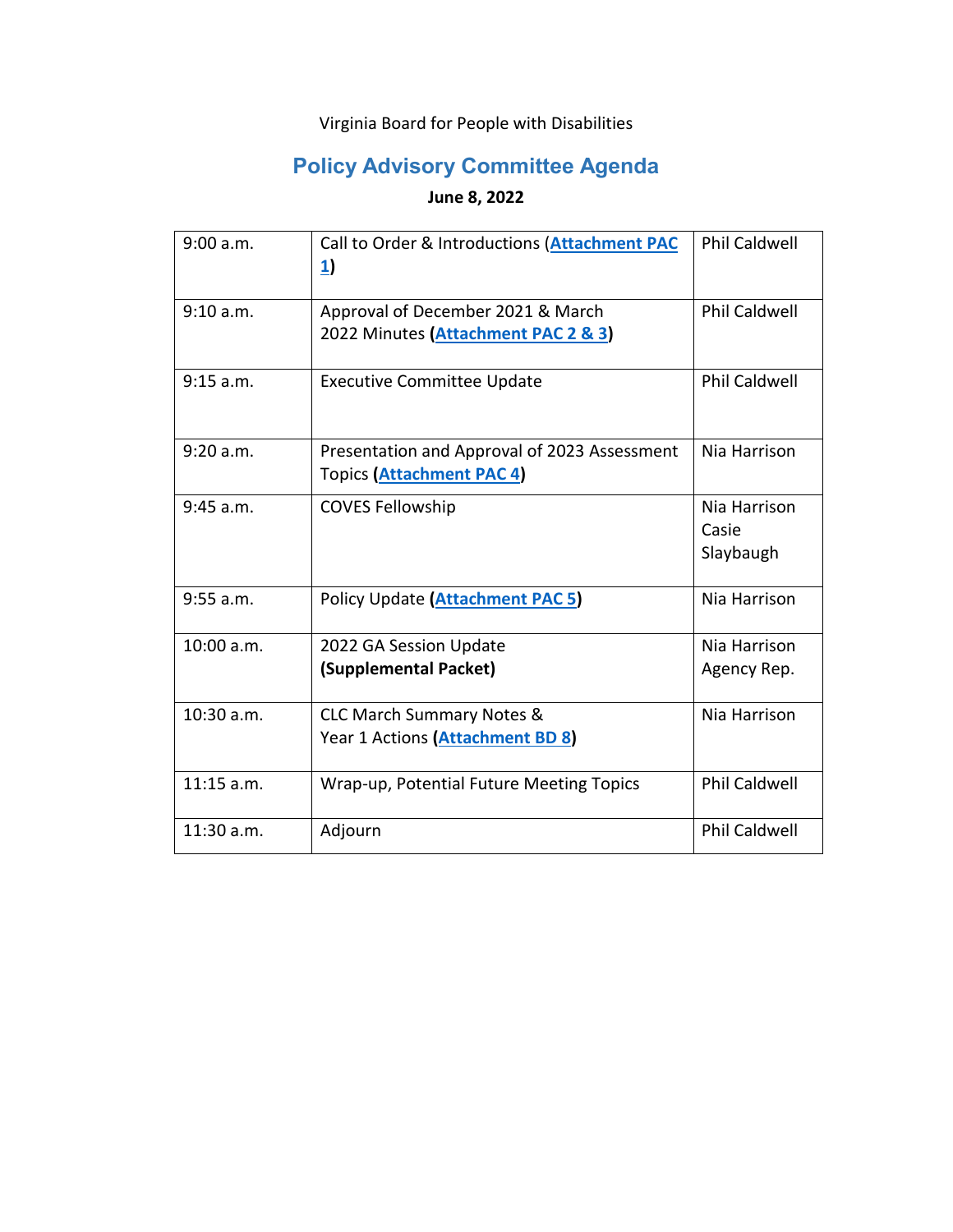Virginia Board for People with Disabilities

# Policy Advisory Committee Agenda

**June 8, 2022**

| | | |
|---|---|---|
| 9:00 a.m. | Call to Order & Introductions (**Attachment PAC 1**) | Phil Caldwell |
| 9:10 a.m. | Approval of December 2021 & March 2022 Minutes (**Attachment PAC 2 & 3**) | Phil Caldwell |
| 9:15 a.m. | Executive Committee Update | Phil Caldwell |
| 9:20 a.m. | Presentation and Approval of 2023 Assessment Topics (**Attachment PAC 4**) | Nia Harrison |
| 9:45 a.m. | COVES Fellowship | Nia Harrison<br>Casie Slaybaugh |
| 9:55 a.m. | Policy Update (**Attachment PAC 5**) | Nia Harrison |
| 10:00 a.m. | 2022 GA Session Update<br>**(Supplemental Packet)** | Nia Harrison<br>Agency Rep. |
| 10:30 a.m. | CLC March Summary Notes & Year 1 Actions (**Attachment BD 8**) | Nia Harrison |
| 11:15 a.m. | Wrap-up, Potential Future Meeting Topics | Phil Caldwell |
| 11:30 a.m. | Adjourn | Phil Caldwell |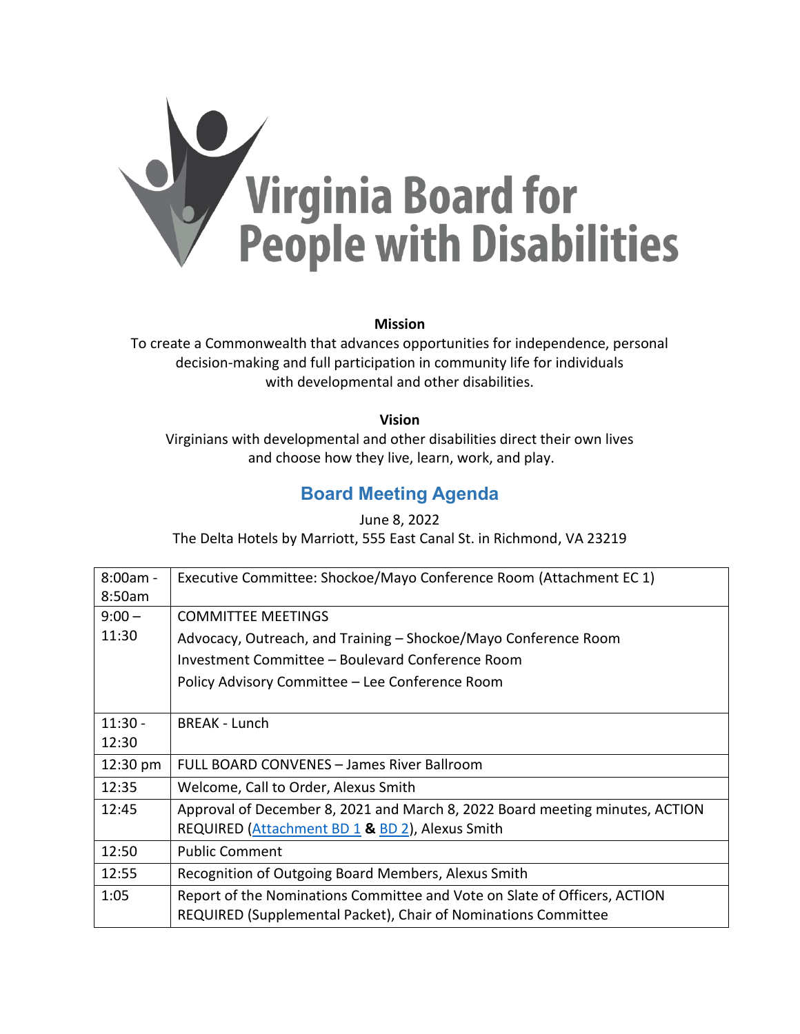# Virginia Board for People with Disabilities

**Mission**

To create a Commonwealth that advances opportunities for independence, personal decision-making and full participation in community life for individuals with developmental and other disabilities.

**Vision**

Virginians with developmental and other disabilities direct their own lives and choose how they live, learn, work, and play.

## Board Meeting Agenda

June 8, 2022

The Delta Hotels by Marriott, 555 East Canal St. in Richmond, VA 23219

| | |
|---|---|
| 8:00am - 8:50am | Executive Committee: Shockoe/Mayo Conference Room (Attachment EC 1) |
| 9:00 – 11:30 | COMMITTEE MEETINGS<br>Advocacy, Outreach, and Training – Shockoe/Mayo Conference Room<br>Investment Committee – Boulevard Conference Room<br>Policy Advisory Committee – Lee Conference Room |
| 11:30 - 12:30 | BREAK - Lunch |
| 12:30 pm | FULL BOARD CONVENES – James River Ballroom |
| 12:35 | Welcome, Call to Order, Alexus Smith |
| 12:45 | Approval of December 8, 2021 and March 8, 2022 Board meeting minutes, ACTION REQUIRED (Attachment BD 1 **&** BD 2), Alexus Smith |
| 12:50 | Public Comment |
| 12:55 | Recognition of Outgoing Board Members, Alexus Smith |
| 1:05 | Report of the Nominations Committee and Vote on Slate of Officers, ACTION REQUIRED (Supplemental Packet), Chair of Nominations Committee |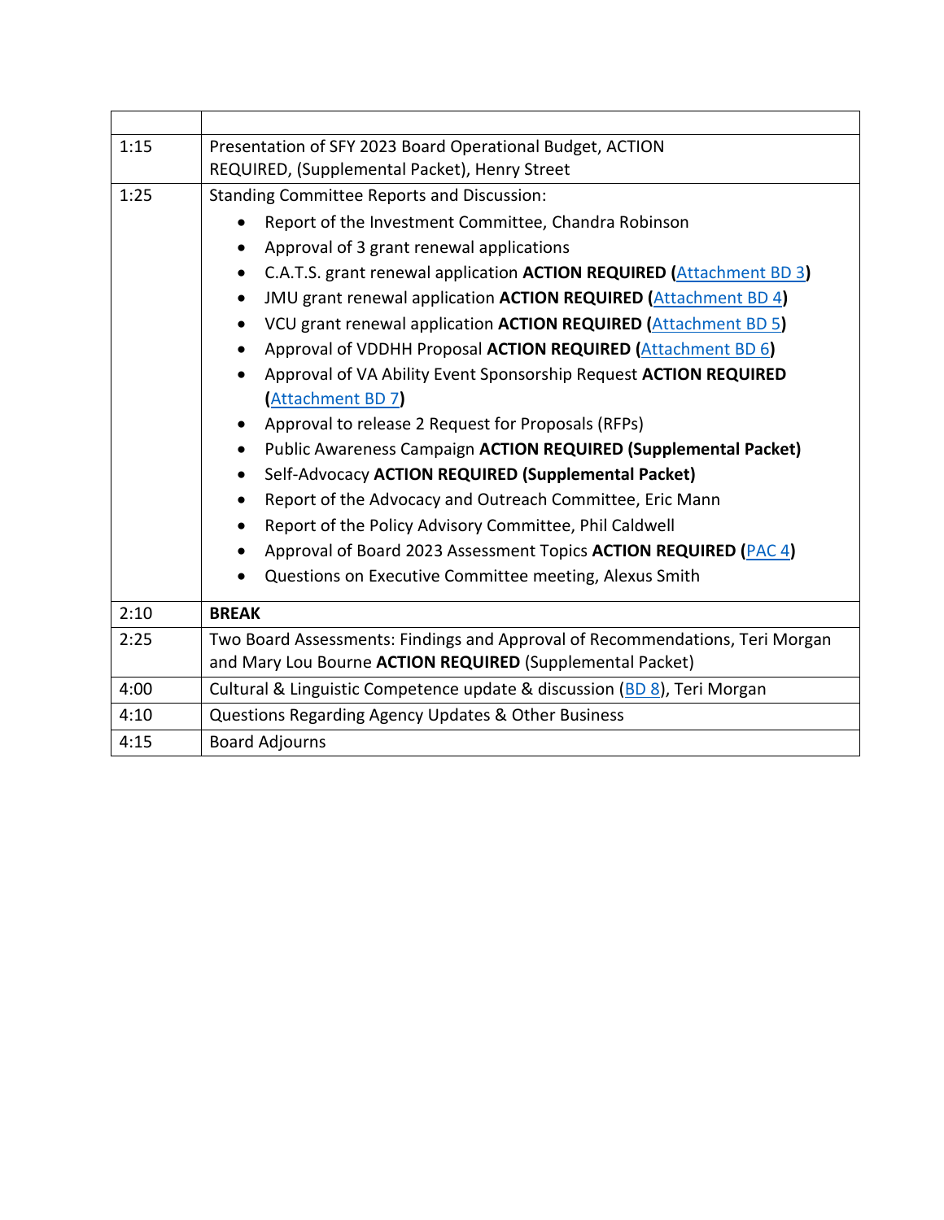| | |
|---|---|
| 1:15 | Presentation of SFY 2023 Board Operational Budget, ACTION REQUIRED, (Supplemental Packet), Henry Street |
| 1:25 | Standing Committee Reports and Discussion:<br>• Report of the Investment Committee, Chandra Robinson<br>• Approval of 3 grant renewal applications<br>• C.A.T.S. grant renewal application **ACTION REQUIRED (**Attachment BD 3**)**<br>• JMU grant renewal application **ACTION REQUIRED (**Attachment BD 4**)**<br>• VCU grant renewal application **ACTION REQUIRED (**Attachment BD 5**)**<br>• Approval of VDDHH Proposal **ACTION REQUIRED (**Attachment BD 6**)**<br>• Approval of VA Ability Event Sponsorship Request **ACTION REQUIRED (**Attachment BD 7**)**<br>• Approval to release 2 Request for Proposals (RFPs)<br>• Public Awareness Campaign **ACTION REQUIRED (Supplemental Packet)**<br>• Self-Advocacy **ACTION REQUIRED (Supplemental Packet)**<br>• Report of the Advocacy and Outreach Committee, Eric Mann<br>• Report of the Policy Advisory Committee, Phil Caldwell<br>• Approval of Board 2023 Assessment Topics **ACTION REQUIRED (**PAC 4**)**<br>• Questions on Executive Committee meeting, Alexus Smith |
| 2:10 | **BREAK** |
| 2:25 | Two Board Assessments: Findings and Approval of Recommendations, Teri Morgan and Mary Lou Bourne **ACTION REQUIRED** (Supplemental Packet) |
| 4:00 | Cultural & Linguistic Competence update & discussion (BD 8), Teri Morgan |
| 4:10 | Questions Regarding Agency Updates & Other Business |
| 4:15 | Board Adjourns |